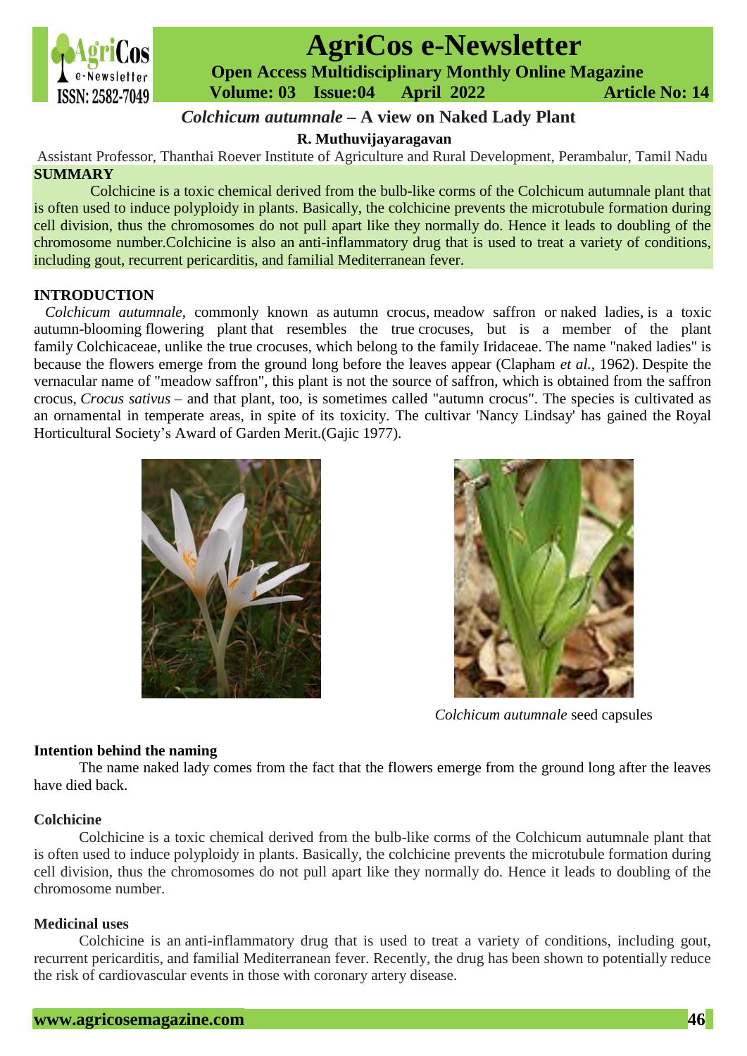# *Colchicum autumnale* – A view on Naked Lady Plant

**R. Muthuvijayaragavan**

Assistant Professor, Thanthai Roever Institute of Agriculture and Rural Development, Perambalur, Tamil Nadu

## SUMMARY

Colchicine is a toxic chemical derived from the bulb-like corms of the Colchicum autumnale plant that is often used to induce polyploidy in plants. Basically, the colchicine prevents the microtubule formation during cell division, thus the chromosomes do not pull apart like they normally do. Hence it leads to doubling of the chromosome number.Colchicine is also an anti-inflammatory drug that is used to treat a variety of conditions, including gout, recurrent pericarditis, and familial Mediterranean fever.

## INTRODUCTION

*Colchicum autumnale*, commonly known as autumn crocus, meadow saffron or naked ladies, is a toxic autumn-blooming flowering plant that resembles the true crocuses, but is a member of the plant family Colchicaceae, unlike the true crocuses, which belong to the family Iridaceae. The name "naked ladies" is because the flowers emerge from the ground long before the leaves appear (Clapham *et al.*, 1962). Despite the vernacular name of "meadow saffron", this plant is not the source of saffron, which is obtained from the saffron crocus, *Crocus sativus* – and that plant, too, is sometimes called "autumn crocus". The species is cultivated as an ornamental in temperate areas, in spite of its toxicity. The cultivar 'Nancy Lindsay' has gained the Royal Horticultural Society's Award of Garden Merit.(Gajic 1977).

*Colchicum autumnale* seed capsules

### Intention behind the naming

The name naked lady comes from the fact that the flowers emerge from the ground long after the leaves have died back.

### Colchicine

Colchicine is a toxic chemical derived from the bulb-like corms of the Colchicum autumnale plant that is often used to induce polyploidy in plants. Basically, the colchicine prevents the microtubule formation during cell division, thus the chromosomes do not pull apart like they normally do. Hence it leads to doubling of the chromosome number.

### Medicinal uses

Colchicine is an anti-inflammatory drug that is used to treat a variety of conditions, including gout, recurrent pericarditis, and familial Mediterranean fever. Recently, the drug has been shown to potentially reduce the risk of cardiovascular events in those with coronary artery disease.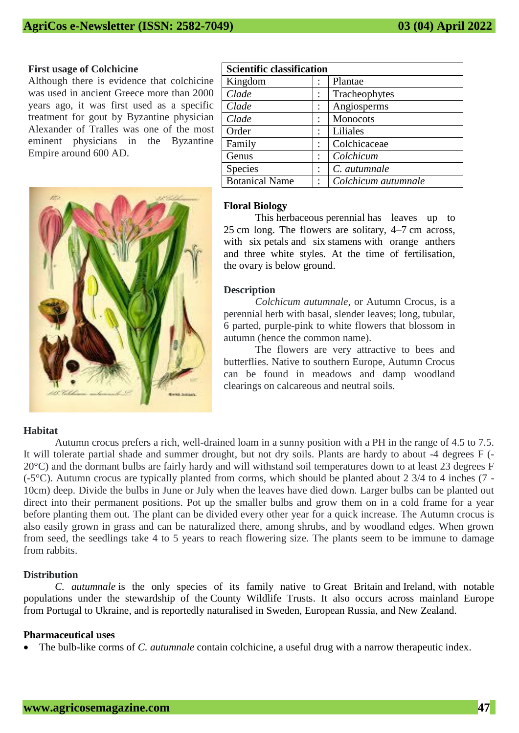### First usage of Colchicine

Although there is evidence that colchicine was used in ancient Greece more than 2000 years ago, it was first used as a specific treatment for gout by Byzantine physician Alexander of Tralles was one of the most eminent physicians in the Byzantine Empire around 600 AD.

| Scientific classification | | |
|---|---|---|
| Kingdom | : | Plantae |
| *Clade* | : | Tracheophytes |
| *Clade* | : | Angiosperms |
| *Clade* | : | Monocots |
| Order | : | Liliales |
| Family | : | Colchicaceae |
| Genus | : | *Colchicum* |
| Species | : | *C. autumnale* |
| Botanical Name | : | *Colchicum autumnale* |

### Floral Biology

This herbaceous perennial has leaves up to 25 cm long. The flowers are solitary, 4–7 cm across, with six petals and six stamens with orange anthers and three white styles. At the time of fertilisation, the ovary is below ground.

### Description

*Colchicum autumnale*, or Autumn Crocus, is a perennial herb with basal, slender leaves; long, tubular, 6 parted, purple-pink to white flowers that blossom in autumn (hence the common name).

The flowers are very attractive to bees and butterflies. Native to southern Europe, Autumn Crocus can be found in meadows and damp woodland clearings on calcareous and neutral soils.

### Habitat

Autumn crocus prefers a rich, well-drained loam in a sunny position with a PH in the range of 4.5 to 7.5. It will tolerate partial shade and summer drought, but not dry soils. Plants are hardy to about -4 degrees F (-20°C) and the dormant bulbs are fairly hardy and will withstand soil temperatures down to at least 23 degrees F (-5°C). Autumn crocus are typically planted from corms, which should be planted about 2 3/4 to 4 inches (7 - 10cm) deep. Divide the bulbs in June or July when the leaves have died down. Larger bulbs can be planted out direct into their permanent positions. Pot up the smaller bulbs and grow them on in a cold frame for a year before planting them out. The plant can be divided every other year for a quick increase. The Autumn crocus is also easily grown in grass and can be naturalized there, among shrubs, and by woodland edges. When grown from seed, the seedlings take 4 to 5 years to reach flowering size. The plants seem to be immune to damage from rabbits.

### Distribution

*C. autumnale* is the only species of its family native to Great Britain and Ireland, with notable populations under the stewardship of the County Wildlife Trusts. It also occurs across mainland Europe from Portugal to Ukraine, and is reportedly naturalised in Sweden, European Russia, and New Zealand.

### Pharmaceutical uses

- The bulb-like corms of *C. autumnale* contain colchicine, a useful drug with a narrow therapeutic index.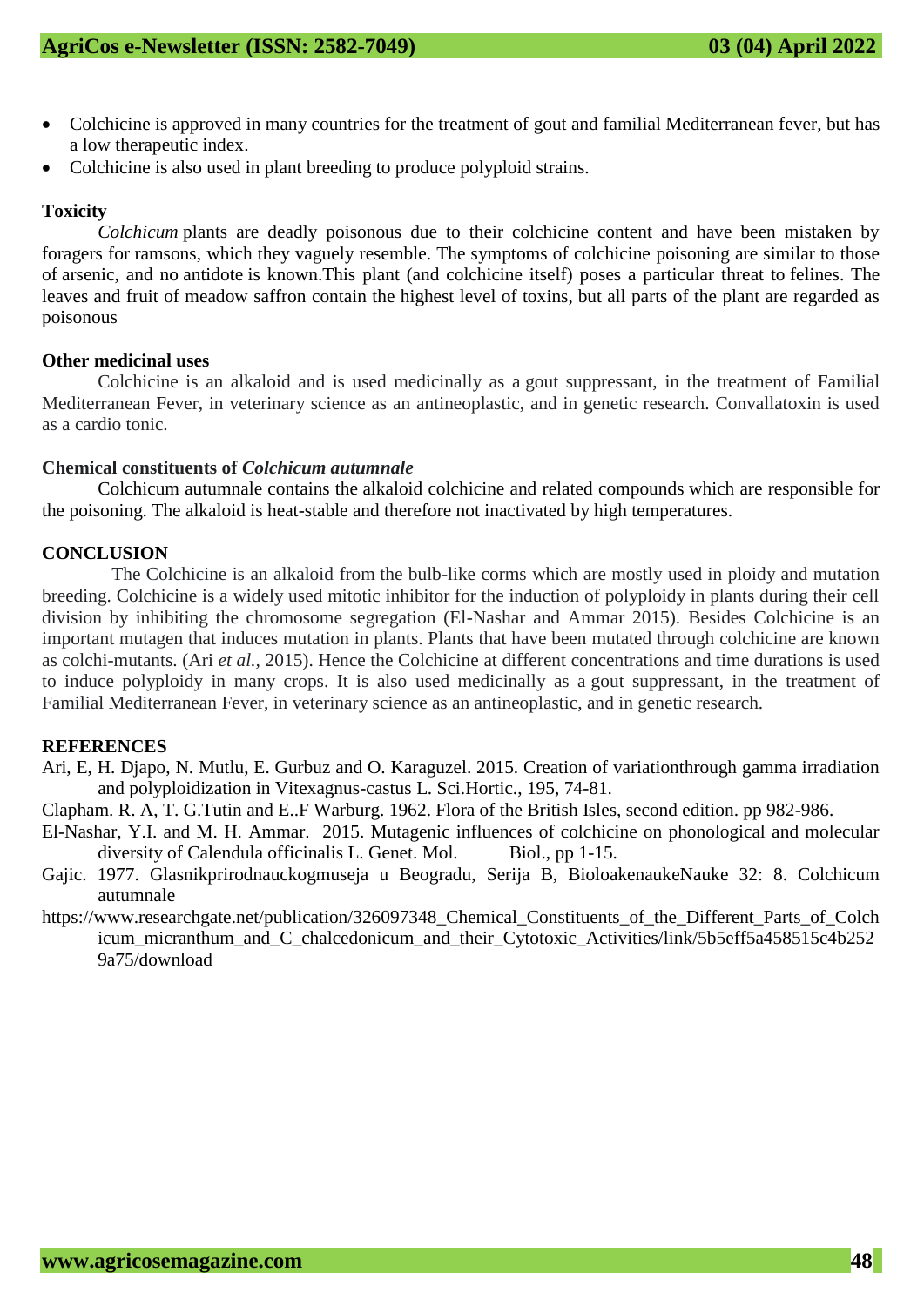- Colchicine is approved in many countries for the treatment of gout and familial Mediterranean fever, but has a low therapeutic index.
- Colchicine is also used in plant breeding to produce polyploid strains.

**Toxicity**

*Colchicum* plants are deadly poisonous due to their colchicine content and have been mistaken by foragers for ramsons, which they vaguely resemble. The symptoms of colchicine poisoning are similar to those of arsenic, and no antidote is known.This plant (and colchicine itself) poses a particular threat to felines. The leaves and fruit of meadow saffron contain the highest level of toxins, but all parts of the plant are regarded as poisonous

**Other medicinal uses**

Colchicine is an alkaloid and is used medicinally as a gout suppressant, in the treatment of Familial Mediterranean Fever, in veterinary science as an antineoplastic, and in genetic research. Convallatoxin is used as a cardio tonic.

**Chemical constituents of *Colchicum autumnale***

Colchicum autumnale contains the alkaloid colchicine and related compounds which are responsible for the poisoning. The alkaloid is heat-stable and therefore not inactivated by high temperatures.

**CONCLUSION**

The Colchicine is an alkaloid from the bulb-like corms which are mostly used in ploidy and mutation breeding. Colchicine is a widely used mitotic inhibitor for the induction of polyploidy in plants during their cell division by inhibiting the chromosome segregation (El-Nashar and Ammar 2015). Besides Colchicine is an important mutagen that induces mutation in plants. Plants that have been mutated through colchicine are known as colchi-mutants. (Ari *et al.,* 2015). Hence the Colchicine at different concentrations and time durations is used to induce polyploidy in many crops. It is also used medicinally as a gout suppressant, in the treatment of Familial Mediterranean Fever, in veterinary science as an antineoplastic, and in genetic research.

**REFERENCES**

Ari, E, H. Djapo, N. Mutlu, E. Gurbuz and O. Karaguzel. 2015. Creation of variationthrough gamma irradiation and polyploidization in Vitexagnus-castus L. Sci.Hortic., 195, 74-81.

Clapham. R. A, T. G.Tutin and E..F Warburg. 1962. Flora of the British Isles, second edition. pp 982-986.

El-Nashar, Y.I. and M. H. Ammar. 2015. Mutagenic influences of colchicine on phonological and molecular diversity of Calendula officinalis L. Genet. Mol. Biol., pp 1-15.

Gajic. 1977. Glasnikprirodnauckogmuseja u Beogradu, Serija B, BioloakenaukeNauke 32: 8. Colchicum autumnale

https://www.researchgate.net/publication/326097348_Chemical_Constituents_of_the_Different_Parts_of_Colchicum_micranthum_and_C_chalcedonicum_and_their_Cytotoxic_Activities/link/5b5eff5a458515c4b2529a75/download